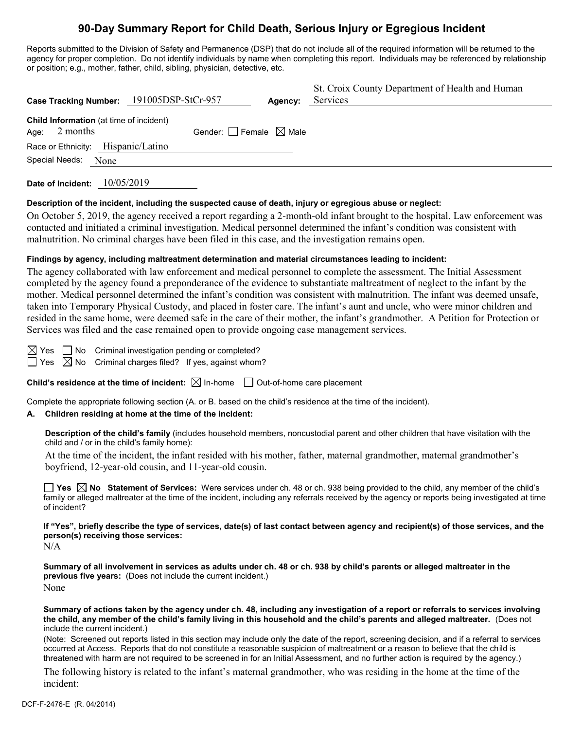# 90-Day Summary Report for Child Death, Serious Injury or Egregious Incident

Reports submitted to the Division of Safety and Permanence (DSP) that do not include all of the required information will be returned to the agency for proper completion. Do not identify individuals by name when completing this report. Individuals may be referenced by relationship or position; e.g., mother, father, child, sibling, physician, detective, etc.

**Case Tracking Number:** 191005DSP-StCr-957 **Agency:** St. Croix County Department of Health and Human Services

**Child Information** (at time of incident)

Age: 2 months Gender: ☐ Female ☒ Male

Race or Ethnicity: Hispanic/Latino

Special Needs: None

**Date of Incident:** 10/05/2019

**Description of the incident, including the suspected cause of death, injury or egregious abuse or neglect:**

On October 5, 2019, the agency received a report regarding a 2-month-old infant brought to the hospital. Law enforcement was contacted and initiated a criminal investigation. Medical personnel determined the infant's condition was consistent with malnutrition. No criminal charges have been filed in this case, and the investigation remains open.

**Findings by agency, including maltreatment determination and material circumstances leading to incident:**

The agency collaborated with law enforcement and medical personnel to complete the assessment. The Initial Assessment completed by the agency found a preponderance of the evidence to substantiate maltreatment of neglect to the infant by the mother. Medical personnel determined the infant's condition was consistent with malnutrition. The infant was deemed unsafe, taken into Temporary Physical Custody, and placed in foster care. The infant's aunt and uncle, who were minor children and resided in the same home, were deemed safe in the care of their mother, the infant's grandmother. A Petition for Protection or Services was filed and the case remained open to provide ongoing case management services.

☒ Yes ☐ No Criminal investigation pending or completed?

☐ Yes ☒ No Criminal charges filed? If yes, against whom?

**Child's residence at the time of incident:** ☒ In-home ☐ Out-of-home care placement

Complete the appropriate following section (A. or B. based on the child's residence at the time of the incident).

**A. Children residing at home at the time of the incident:**

**Description of the child's family** (includes household members, noncustodial parent and other children that have visitation with the child and / or in the child's family home):

At the time of the incident, the infant resided with his mother, father, maternal grandmother, maternal grandmother's boyfriend, 12-year-old cousin, and 11-year-old cousin.

☐ **Yes** ☒ **No Statement of Services:** Were services under ch. 48 or ch. 938 being provided to the child, any member of the child's family or alleged maltreater at the time of the incident, including any referrals received by the agency or reports being investigated at time of incident?

**If "Yes", briefly describe the type of services, date(s) of last contact between agency and recipient(s) of those services, and the person(s) receiving those services:**

N/A

**Summary of all involvement in services as adults under ch. 48 or ch. 938 by child's parents or alleged maltreater in the previous five years:** (Does not include the current incident.)

None

**Summary of actions taken by the agency under ch. 48, including any investigation of a report or referrals to services involving the child, any member of the child's family living in this household and the child's parents and alleged maltreater.** (Does not include the current incident.)

(Note: Screened out reports listed in this section may include only the date of the report, screening decision, and if a referral to services occurred at Access. Reports that do not constitute a reasonable suspicion of maltreatment or a reason to believe that the child is threatened with harm are not required to be screened in for an Initial Assessment, and no further action is required by the agency.)

The following history is related to the infant's maternal grandmother, who was residing in the home at the time of the incident: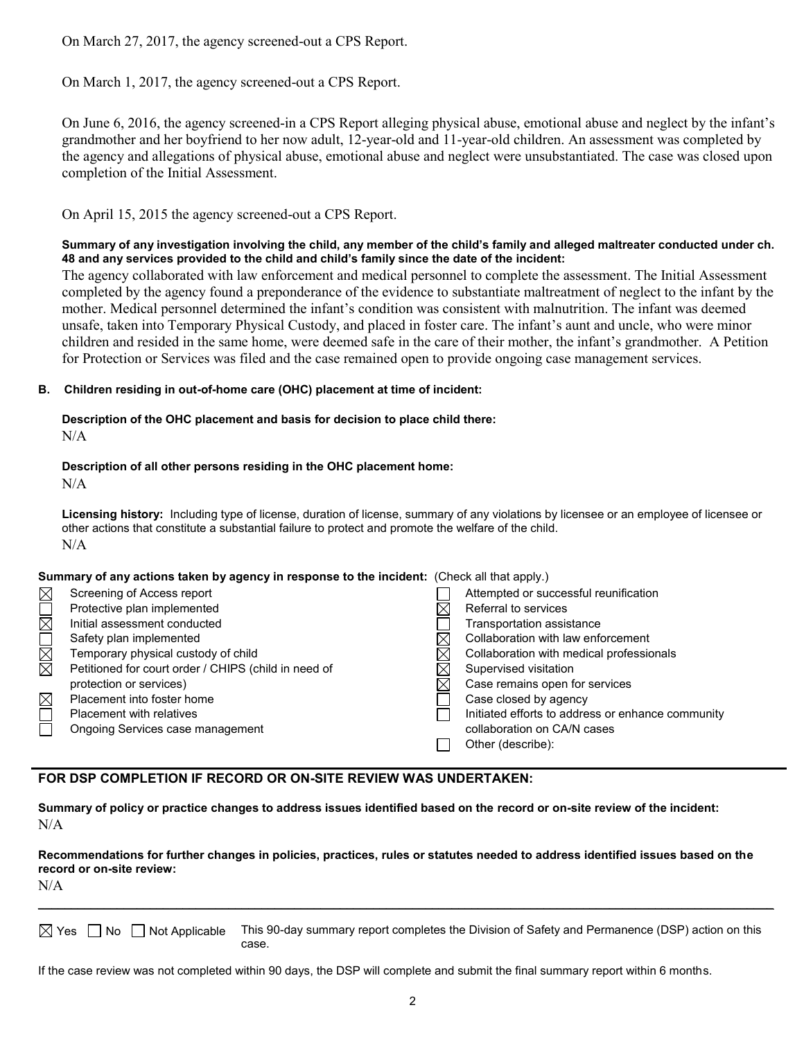On March 27, 2017, the agency screened-out a CPS Report.

On March 1, 2017, the agency screened-out a CPS Report.

On June 6, 2016, the agency screened-in a CPS Report alleging physical abuse, emotional abuse and neglect by the infant's grandmother and her boyfriend to her now adult, 12-year-old and 11-year-old children. An assessment was completed by the agency and allegations of physical abuse, emotional abuse and neglect were unsubstantiated. The case was closed upon completion of the Initial Assessment.

On April 15, 2015 the agency screened-out a CPS Report.

**Summary of any investigation involving the child, any member of the child's family and alleged maltreater conducted under ch. 48 and any services provided to the child and child's family since the date of the incident:**

The agency collaborated with law enforcement and medical personnel to complete the assessment. The Initial Assessment completed by the agency found a preponderance of the evidence to substantiate maltreatment of neglect to the infant by the mother. Medical personnel determined the infant's condition was consistent with malnutrition. The infant was deemed unsafe, taken into Temporary Physical Custody, and placed in foster care. The infant's aunt and uncle, who were minor children and resided in the same home, were deemed safe in the care of their mother, the infant's grandmother. A Petition for Protection or Services was filed and the case remained open to provide ongoing case management services.

**B. Children residing in out-of-home care (OHC) placement at time of incident:**

**Description of the OHC placement and basis for decision to place child there:**
N/A

**Description of all other persons residing in the OHC placement home:**
N/A

**Licensing history:** Including type of license, duration of license, summary of any violations by licensee or an employee of licensee or other actions that constitute a substantial failure to protect and promote the welfare of the child.
N/A

**Summary of any actions taken by agency in response to the incident:** (Check all that apply.)

| | |
|---|---|
| ☒ Screening of Access report | ☐ Attempted or successful reunification |
| ☐ Protective plan implemented | ☒ Referral to services |
| ☒ Initial assessment conducted | ☐ Transportation assistance |
| ☐ Safety plan implemented | ☒ Collaboration with law enforcement |
| ☒ Temporary physical custody of child | ☒ Collaboration with medical professionals |
| ☒ Petitioned for court order / CHIPS (child in need of protection or services) | ☒ Supervised visitation |
| ☒ Placement into foster home | ☒ Case remains open for services |
| ☐ Placement with relatives | ☐ Case closed by agency |
| ☐ Ongoing Services case management | ☐ Initiated efforts to address or enhance community collaboration on CA/N cases |
| | ☐ Other (describe): |

## FOR DSP COMPLETION IF RECORD OR ON-SITE REVIEW WAS UNDERTAKEN:

**Summary of policy or practice changes to address issues identified based on the record or on-site review of the incident:**
N/A

**Recommendations for further changes in policies, practices, rules or statutes needed to address identified issues based on the record or on-site review:**
N/A

---

☒ Yes ☐ No ☐ Not Applicable This 90-day summary report completes the Division of Safety and Permanence (DSP) action on this case.

If the case review was not completed within 90 days, the DSP will complete and submit the final summary report within 6 months.